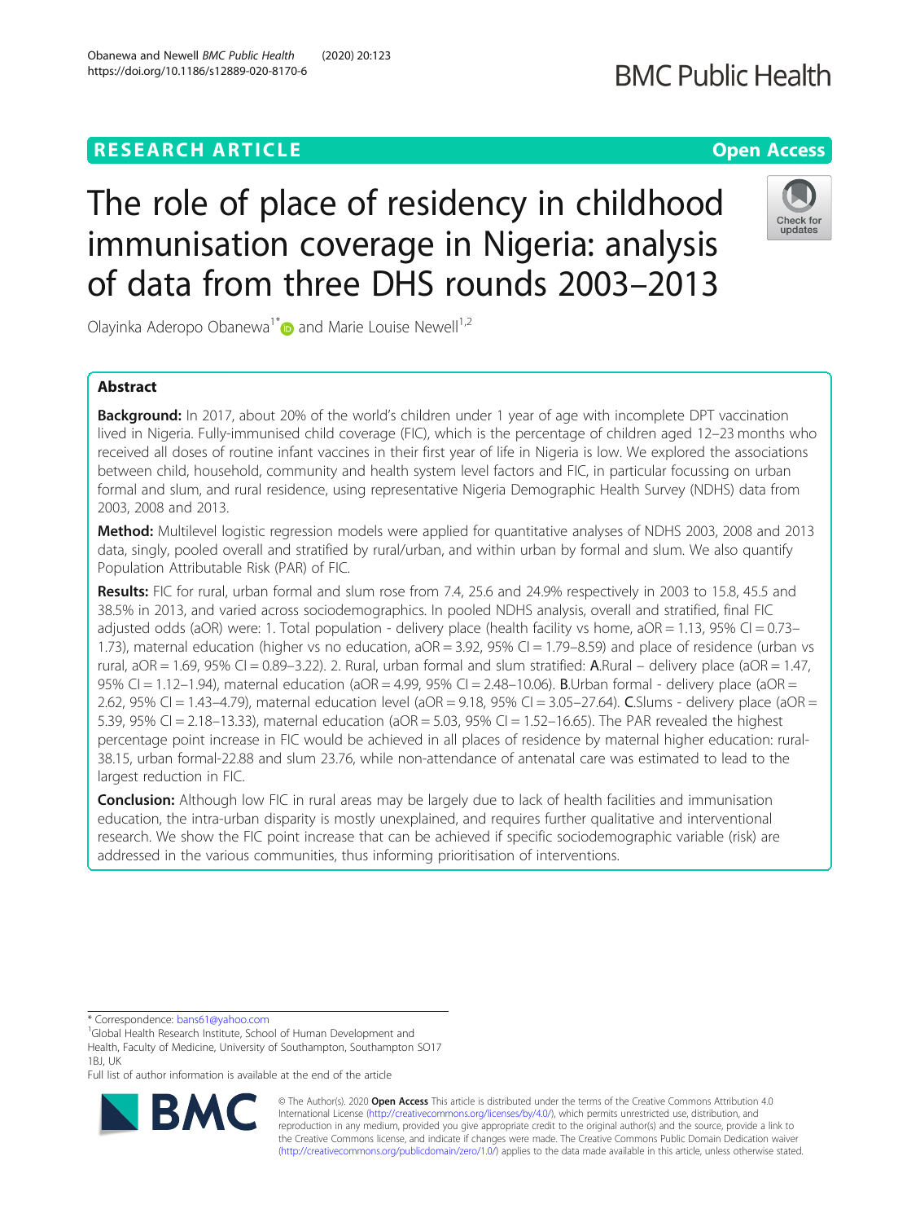RESEARCH ARTICLE

Open Access

# The role of place of residency in childhood immunisation coverage in Nigeria: analysis of data from three DHS rounds 2003–2013

Olayinka Aderopo Obanewa[1*] and Marie Louise Newell[1,2]

## Abstract

**Background:** In 2017, about 20% of the world's children under 1 year of age with incomplete DPT vaccination lived in Nigeria. Fully-immunised child coverage (FIC), which is the percentage of children aged 12–23 months who received all doses of routine infant vaccines in their first year of life in Nigeria is low. We explored the associations between child, household, community and health system level factors and FIC, in particular focussing on urban formal and slum, and rural residence, using representative Nigeria Demographic Health Survey (NDHS) data from 2003, 2008 and 2013.

**Method:** Multilevel logistic regression models were applied for quantitative analyses of NDHS 2003, 2008 and 2013 data, singly, pooled overall and stratified by rural/urban, and within urban by formal and slum. We also quantify Population Attributable Risk (PAR) of FIC.

**Results:** FIC for rural, urban formal and slum rose from 7.4, 25.6 and 24.9% respectively in 2003 to 15.8, 45.5 and 38.5% in 2013, and varied across sociodemographics. In pooled NDHS analysis, overall and stratified, final FIC adjusted odds (aOR) were: 1. Total population - delivery place (health facility vs home, aOR = 1.13, 95% CI = 0.73–1.73), maternal education (higher vs no education, aOR = 3.92, 95% CI = 1.79–8.59) and place of residence (urban vs rural, aOR = 1.69, 95% CI = 0.89–3.22). 2. Rural, urban formal and slum stratified: **A**.Rural – delivery place (aOR = 1.47, 95% CI = 1.12–1.94), maternal education (aOR = 4.99, 95% CI = 2.48–10.06). **B**.Urban formal - delivery place (aOR = 2.62, 95% CI = 1.43–4.79), maternal education level (aOR = 9.18, 95% CI = 3.05–27.64). **C**.Slums - delivery place (aOR = 5.39, 95% CI = 2.18–13.33), maternal education (aOR = 5.03, 95% CI = 1.52–16.65). The PAR revealed the highest percentage point increase in FIC would be achieved in all places of residence by maternal higher education: rural-38.15, urban formal-22.88 and slum 23.76, while non-attendance of antenatal care was estimated to lead to the largest reduction in FIC.

**Conclusion:** Although low FIC in rural areas may be largely due to lack of health facilities and immunisation education, the intra-urban disparity is mostly unexplained, and requires further qualitative and interventional research. We show the FIC point increase that can be achieved if specific sociodemographic variable (risk) are addressed in the various communities, thus informing prioritisation of interventions.

\* Correspondence: bans61@yahoo.com

[1]Global Health Research Institute, School of Human Development and Health, Faculty of Medicine, University of Southampton, Southampton SO17 1BJ, UK

Full list of author information is available at the end of the article

© The Author(s). 2020 **Open Access** This article is distributed under the terms of the Creative Commons Attribution 4.0 International License (http://creativecommons.org/licenses/by/4.0/), which permits unrestricted use, distribution, and reproduction in any medium, provided you give appropriate credit to the original author(s) and the source, provide a link to the Creative Commons license, and indicate if changes were made. The Creative Commons Public Domain Dedication waiver (http://creativecommons.org/publicdomain/zero/1.0/) applies to the data made available in this article, unless otherwise stated.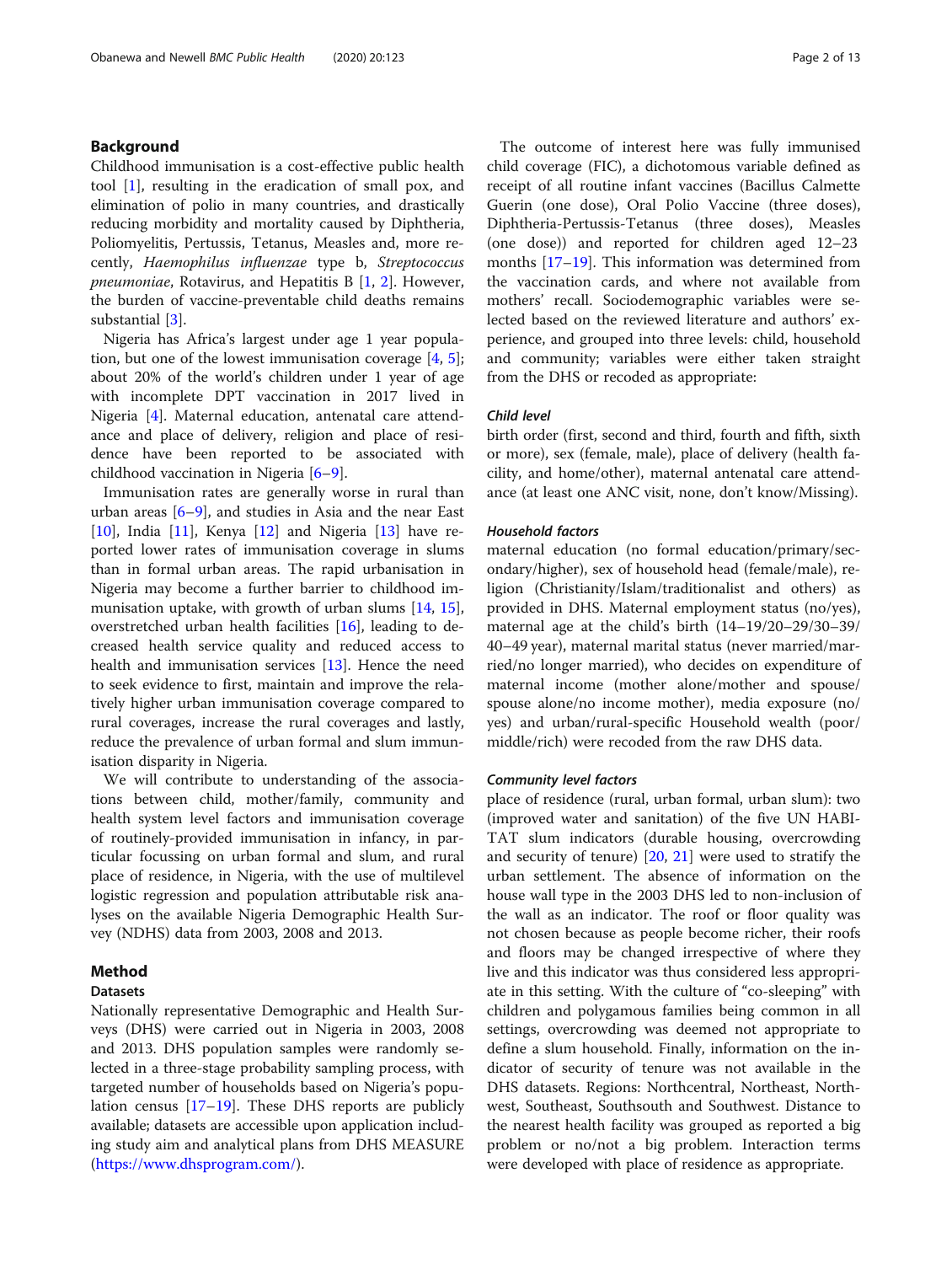## Background

Childhood immunisation is a cost-effective public health tool [1], resulting in the eradication of small pox, and elimination of polio in many countries, and drastically reducing morbidity and mortality caused by Diphtheria, Poliomyelitis, Pertussis, Tetanus, Measles and, more recently, *Haemophilus influenzae* type b, *Streptococcus pneumoniae*, Rotavirus, and Hepatitis B [1, 2]. However, the burden of vaccine-preventable child deaths remains substantial [3].

Nigeria has Africa's largest under age 1 year population, but one of the lowest immunisation coverage [4, 5]; about 20% of the world's children under 1 year of age with incomplete DPT vaccination in 2017 lived in Nigeria [4]. Maternal education, antenatal care attendance and place of delivery, religion and place of residence have been reported to be associated with childhood vaccination in Nigeria [6–9].

Immunisation rates are generally worse in rural than urban areas [6–9], and studies in Asia and the near East [10], India [11], Kenya [12] and Nigeria [13] have reported lower rates of immunisation coverage in slums than in formal urban areas. The rapid urbanisation in Nigeria may become a further barrier to childhood immunisation uptake, with growth of urban slums [14, 15], overstretched urban health facilities [16], leading to decreased health service quality and reduced access to health and immunisation services [13]. Hence the need to seek evidence to first, maintain and improve the relatively higher urban immunisation coverage compared to rural coverages, increase the rural coverages and lastly, reduce the prevalence of urban formal and slum immunisation disparity in Nigeria.

We will contribute to understanding of the associations between child, mother/family, community and health system level factors and immunisation coverage of routinely-provided immunisation in infancy, in particular focussing on urban formal and slum, and rural place of residence, in Nigeria, with the use of multilevel logistic regression and population attributable risk analyses on the available Nigeria Demographic Health Survey (NDHS) data from 2003, 2008 and 2013.

## Method

### Datasets

Nationally representative Demographic and Health Surveys (DHS) were carried out in Nigeria in 2003, 2008 and 2013. DHS population samples were randomly selected in a three-stage probability sampling process, with targeted number of households based on Nigeria's population census [17–19]. These DHS reports are publicly available; datasets are accessible upon application including study aim and analytical plans from DHS MEASURE (https://www.dhsprogram.com/).

The outcome of interest here was fully immunised child coverage (FIC), a dichotomous variable defined as receipt of all routine infant vaccines (Bacillus Calmette Guerin (one dose), Oral Polio Vaccine (three doses), Diphtheria-Pertussis-Tetanus (three doses), Measles (one dose)) and reported for children aged 12–23 months [17–19]. This information was determined from the vaccination cards, and where not available from mothers' recall. Sociodemographic variables were selected based on the reviewed literature and authors' experience, and grouped into three levels: child, household and community; variables were either taken straight from the DHS or recoded as appropriate:

#### Child level

birth order (first, second and third, fourth and fifth, sixth or more), sex (female, male), place of delivery (health facility, and home/other), maternal antenatal care attendance (at least one ANC visit, none, don't know/Missing).

#### Household factors

maternal education (no formal education/primary/secondary/higher), sex of household head (female/male), religion (Christianity/Islam/traditionalist and others) as provided in DHS. Maternal employment status (no/yes), maternal age at the child's birth (14–19/20–29/30–39/40–49 year), maternal marital status (never married/married/no longer married), who decides on expenditure of maternal income (mother alone/mother and spouse/spouse alone/no income mother), media exposure (no/yes) and urban/rural-specific Household wealth (poor/middle/rich) were recoded from the raw DHS data.

#### Community level factors

place of residence (rural, urban formal, urban slum): two (improved water and sanitation) of the five UN HABITAT slum indicators (durable housing, overcrowding and security of tenure) [20, 21] were used to stratify the urban settlement. The absence of information on the house wall type in the 2003 DHS led to non-inclusion of the wall as an indicator. The roof or floor quality was not chosen because as people become richer, their roofs and floors may be changed irrespective of where they live and this indicator was thus considered less appropriate in this setting. With the culture of "co-sleeping" with children and polygamous families being common in all settings, overcrowding was deemed not appropriate to define a slum household. Finally, information on the indicator of security of tenure was not available in the DHS datasets. Regions: Northcentral, Northeast, Northwest, Southeast, Southsouth and Southwest. Distance to the nearest health facility was grouped as reported a big problem or no/not a big problem. Interaction terms were developed with place of residence as appropriate.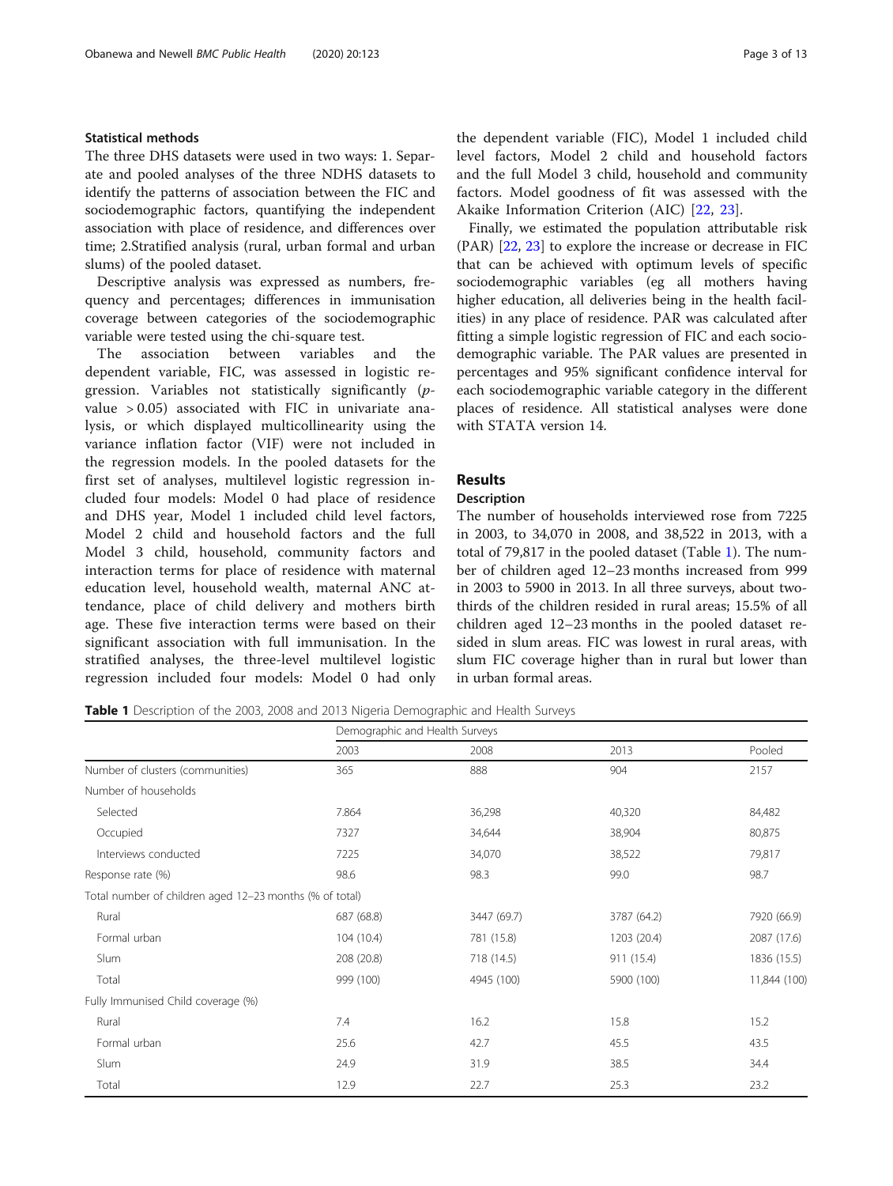### Statistical methods

The three DHS datasets were used in two ways: 1. Separate and pooled analyses of the three NDHS datasets to identify the patterns of association between the FIC and sociodemographic factors, quantifying the independent association with place of residence, and differences over time; 2.Stratified analysis (rural, urban formal and urban slums) of the pooled dataset.

Descriptive analysis was expressed as numbers, frequency and percentages; differences in immunisation coverage between categories of the sociodemographic variable were tested using the chi-square test.

The association between variables and the dependent variable, FIC, was assessed in logistic regression. Variables not statistically significantly ($p$-value $> 0.05$) associated with FIC in univariate analysis, or which displayed multicollinearity using the variance inflation factor (VIF) were not included in the regression models. In the pooled datasets for the first set of analyses, multilevel logistic regression included four models: Model 0 had place of residence and DHS year, Model 1 included child level factors, Model 2 child and household factors and the full Model 3 child, household, community factors and interaction terms for place of residence with maternal education level, household wealth, maternal ANC attendance, place of child delivery and mothers birth age. These five interaction terms were based on their significant association with full immunisation. In the stratified analyses, the three-level multilevel logistic regression included four models: Model 0 had only the dependent variable (FIC), Model 1 included child level factors, Model 2 child and household factors and the full Model 3 child, household and community factors. Model goodness of fit was assessed with the Akaike Information Criterion (AIC) [22, 23].

Finally, we estimated the population attributable risk (PAR) [22, 23] to explore the increase or decrease in FIC that can be achieved with optimum levels of specific sociodemographic variables (eg all mothers having higher education, all deliveries being in the health facilities) in any place of residence. PAR was calculated after fitting a simple logistic regression of FIC and each sociodemographic variable. The PAR values are presented in percentages and 95% significant confidence interval for each sociodemographic variable category in the different places of residence. All statistical analyses were done with STATA version 14.

## Results

### Description

The number of households interviewed rose from 7225 in 2003, to 34,070 in 2008, and 38,522 in 2013, with a total of 79,817 in the pooled dataset (Table 1). The number of children aged 12–23 months increased from 999 in 2003 to 5900 in 2013. In all three surveys, about two-thirds of the children resided in rural areas; 15.5% of all children aged 12–23 months in the pooled dataset resided in slum areas. FIC was lowest in rural areas, with slum FIC coverage higher than in rural but lower than in urban formal areas.

**Table 1** Description of the 2003, 2008 and 2013 Nigeria Demographic and Health Surveys

| | Demographic and Health Surveys | | | |
|---|---|---|---|---|
| | 2003 | 2008 | 2013 | Pooled |
| Number of clusters (communities) | 365 | 888 | 904 | 2157 |
| Number of households | | | | |
| Selected | 7.864 | 36,298 | 40,320 | 84,482 |
| Occupied | 7327 | 34,644 | 38,904 | 80,875 |
| Interviews conducted | 7225 | 34,070 | 38,522 | 79,817 |
| Response rate (%) | 98.6 | 98.3 | 99.0 | 98.7 |
| Total number of children aged 12–23 months (% of total) | | | | |
| Rural | 687 (68.8) | 3447 (69.7) | 3787 (64.2) | 7920 (66.9) |
| Formal urban | 104 (10.4) | 781 (15.8) | 1203 (20.4) | 2087 (17.6) |
| Slum | 208 (20.8) | 718 (14.5) | 911 (15.4) | 1836 (15.5) |
| Total | 999 (100) | 4945 (100) | 5900 (100) | 11,844 (100) |
| Fully Immunised Child coverage (%) | | | | |
| Rural | 7.4 | 16.2 | 15.8 | 15.2 |
| Formal urban | 25.6 | 42.7 | 45.5 | 43.5 |
| Slum | 24.9 | 31.9 | 38.5 | 34.4 |
| Total | 12.9 | 22.7 | 25.3 | 23.2 |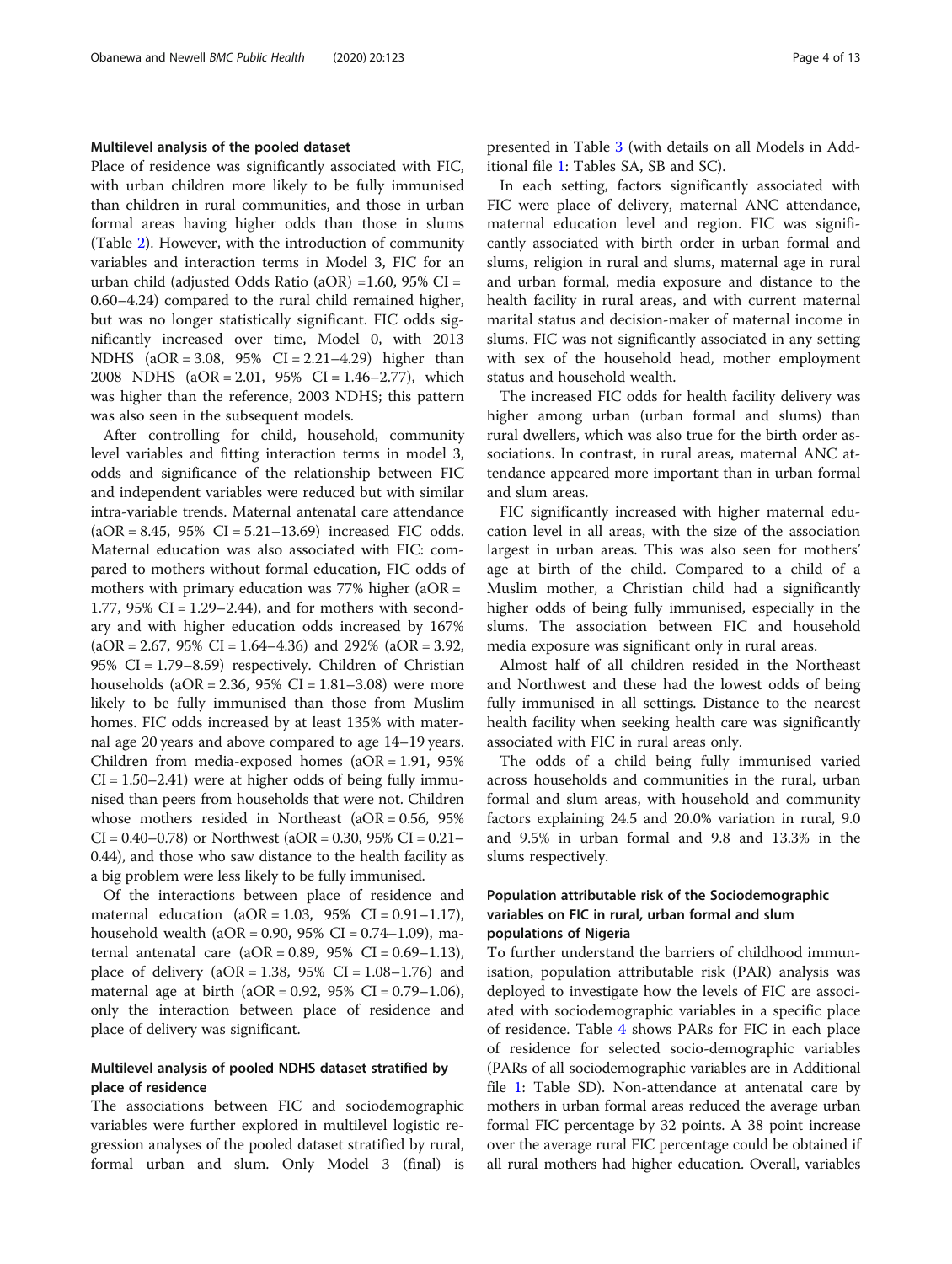### Multilevel analysis of the pooled dataset

Place of residence was significantly associated with FIC, with urban children more likely to be fully immunised than children in rural communities, and those in urban formal areas having higher odds than those in slums (Table 2). However, with the introduction of community variables and interaction terms in Model 3, FIC for an urban child (adjusted Odds Ratio (aOR) =1.60, 95% CI = 0.60–4.24) compared to the rural child remained higher, but was no longer statistically significant. FIC odds significantly increased over time, Model 0, with 2013 NDHS (aOR = 3.08, 95% CI = 2.21–4.29) higher than 2008 NDHS (aOR = 2.01, 95% CI = 1.46–2.77), which was higher than the reference, 2003 NDHS; this pattern was also seen in the subsequent models.

After controlling for child, household, community level variables and fitting interaction terms in model 3, odds and significance of the relationship between FIC and independent variables were reduced but with similar intra-variable trends. Maternal antenatal care attendance (aOR = 8.45, 95% CI = 5.21–13.69) increased FIC odds. Maternal education was also associated with FIC: compared to mothers without formal education, FIC odds of mothers with primary education was 77% higher (aOR = 1.77, 95% CI = 1.29–2.44), and for mothers with secondary and with higher education odds increased by 167% (aOR = 2.67, 95% CI = 1.64–4.36) and 292% (aOR = 3.92, 95% CI = 1.79–8.59) respectively. Children of Christian households (aOR = 2.36, 95% CI = 1.81–3.08) were more likely to be fully immunised than those from Muslim homes. FIC odds increased by at least 135% with maternal age 20 years and above compared to age 14–19 years. Children from media-exposed homes (aOR = 1.91, 95% CI = 1.50–2.41) were at higher odds of being fully immunised than peers from households that were not. Children whose mothers resided in Northeast (aOR = 0.56, 95% CI = 0.40–0.78) or Northwest (aOR = 0.30, 95% CI = 0.21–0.44), and those who saw distance to the health facility as a big problem were less likely to be fully immunised.

Of the interactions between place of residence and maternal education (aOR = 1.03, 95% CI = 0.91–1.17), household wealth (aOR = 0.90, 95% CI = 0.74–1.09), maternal antenatal care (aOR = 0.89, 95% CI = 0.69–1.13), place of delivery (aOR = 1.38, 95% CI = 1.08–1.76) and maternal age at birth (aOR = 0.92, 95% CI = 0.79–1.06), only the interaction between place of residence and place of delivery was significant.

### Multilevel analysis of pooled NDHS dataset stratified by place of residence

The associations between FIC and sociodemographic variables were further explored in multilevel logistic regression analyses of the pooled dataset stratified by rural, formal urban and slum. Only Model 3 (final) is presented in Table 3 (with details on all Models in Additional file 1: Tables SA, SB and SC).

In each setting, factors significantly associated with FIC were place of delivery, maternal ANC attendance, maternal education level and region. FIC was significantly associated with birth order in urban formal and slums, religion in rural and slums, maternal age in rural and urban formal, media exposure and distance to the health facility in rural areas, and with current maternal marital status and decision-maker of maternal income in slums. FIC was not significantly associated in any setting with sex of the household head, mother employment status and household wealth.

The increased FIC odds for health facility delivery was higher among urban (urban formal and slums) than rural dwellers, which was also true for the birth order associations. In contrast, in rural areas, maternal ANC attendance appeared more important than in urban formal and slum areas.

FIC significantly increased with higher maternal education level in all areas, with the size of the association largest in urban areas. This was also seen for mothers' age at birth of the child. Compared to a child of a Muslim mother, a Christian child had a significantly higher odds of being fully immunised, especially in the slums. The association between FIC and household media exposure was significant only in rural areas.

Almost half of all children resided in the Northeast and Northwest and these had the lowest odds of being fully immunised in all settings. Distance to the nearest health facility when seeking health care was significantly associated with FIC in rural areas only.

The odds of a child being fully immunised varied across households and communities in the rural, urban formal and slum areas, with household and community factors explaining 24.5 and 20.0% variation in rural, 9.0 and 9.5% in urban formal and 9.8 and 13.3% in the slums respectively.

### Population attributable risk of the Sociodemographic variables on FIC in rural, urban formal and slum populations of Nigeria

To further understand the barriers of childhood immunisation, population attributable risk (PAR) analysis was deployed to investigate how the levels of FIC are associated with sociodemographic variables in a specific place of residence. Table 4 shows PARs for FIC in each place of residence for selected socio-demographic variables (PARs of all sociodemographic variables are in Additional file 1: Table SD). Non-attendance at antenatal care by mothers in urban formal areas reduced the average urban formal FIC percentage by 32 points. A 38 point increase over the average rural FIC percentage could be obtained if all rural mothers had higher education. Overall, variables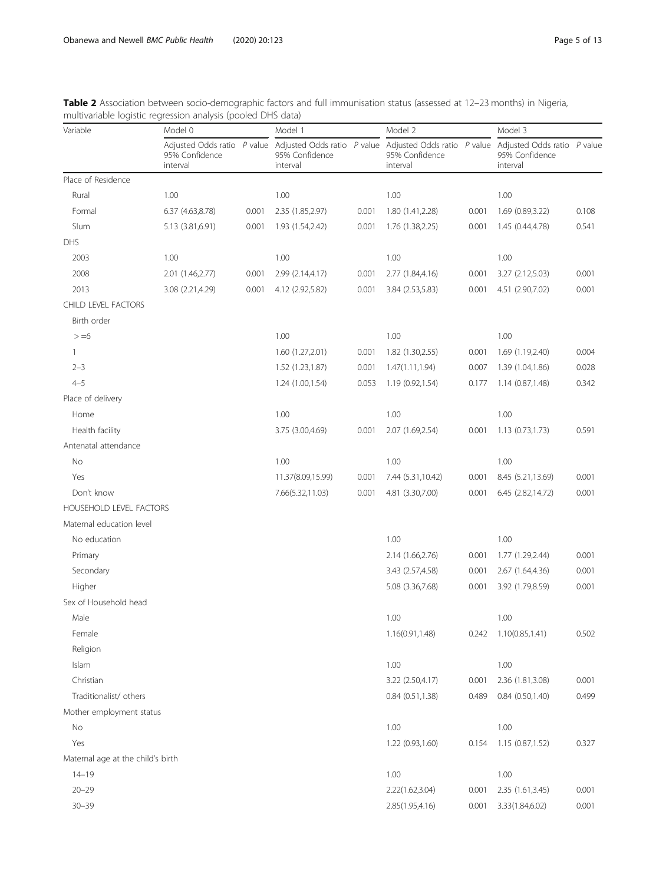**Table 2** Association between socio-demographic factors and full immunisation status (assessed at 12–23 months) in Nigeria, multivariable logistic regression analysis (pooled DHS data)

| Variable | Model 0 | | Model 1 | | Model 2 | | Model 3 | |
|---|---|---|---|---|---|---|---|---|
| | Adjusted Odds ratio 95% Confidence interval | *P* value | Adjusted Odds ratio 95% Confidence interval | *P* value | Adjusted Odds ratio 95% Confidence interval | *P* value | Adjusted Odds ratio 95% Confidence interval | *P* value |
| Place of Residence | | | | | | | | |
| Rural | 1.00 | | 1.00 | | 1.00 | | 1.00 | |
| Formal | 6.37 (4.63,8.78) | 0.001 | 2.35 (1.85,2.97) | 0.001 | 1.80 (1.41,2.28) | 0.001 | 1.69 (0.89,3.22) | 0.108 |
| Slum | 5.13 (3.81,6.91) | 0.001 | 1.93 (1.54,2.42) | 0.001 | 1.76 (1.38,2.25) | 0.001 | 1.45 (0.44,4.78) | 0.541 |
| DHS | | | | | | | | |
| 2003 | 1.00 | | 1.00 | | 1.00 | | 1.00 | |
| 2008 | 2.01 (1.46,2.77) | 0.001 | 2.99 (2.14,4.17) | 0.001 | 2.77 (1.84,4.16) | 0.001 | 3.27 (2.12,5.03) | 0.001 |
| 2013 | 3.08 (2.21,4.29) | 0.001 | 4.12 (2.92,5.82) | 0.001 | 3.84 (2.53,5.83) | 0.001 | 4.51 (2.90,7.02) | 0.001 |
| CHILD LEVEL FACTORS | | | | | | | | |
| Birth order | | | | | | | | |
| > =6 | | | 1.00 | | 1.00 | | 1.00 | |
| 1 | | | 1.60 (1.27,2.01) | 0.001 | 1.82 (1.30,2.55) | 0.001 | 1.69 (1.19,2.40) | 0.004 |
| 2–3 | | | 1.52 (1.23,1.87) | 0.001 | 1.47(1.11,1.94) | 0.007 | 1.39 (1.04,1.86) | 0.028 |
| 4–5 | | | 1.24 (1.00,1.54) | 0.053 | 1.19 (0.92,1.54) | 0.177 | 1.14 (0.87,1.48) | 0.342 |
| Place of delivery | | | | | | | | |
| Home | | | 1.00 | | 1.00 | | 1.00 | |
| Health facility | | | 3.75 (3.00,4.69) | 0.001 | 2.07 (1.69,2.54) | 0.001 | 1.13 (0.73,1.73) | 0.591 |
| Antenatal attendance | | | | | | | | |
| No | | | 1.00 | | 1.00 | | 1.00 | |
| Yes | | | 11.37(8.09,15.99) | 0.001 | 7.44 (5.31,10.42) | 0.001 | 8.45 (5.21,13.69) | 0.001 |
| Don't know | | | 7.66(5.32,11.03) | 0.001 | 4.81 (3.30,7.00) | 0.001 | 6.45 (2.82,14.72) | 0.001 |
| HOUSEHOLD LEVEL FACTORS | | | | | | | | |
| Maternal education level | | | | | | | | |
| No education | | | | | 1.00 | | 1.00 | |
| Primary | | | | | 2.14 (1.66,2.76) | 0.001 | 1.77 (1.29,2.44) | 0.001 |
| Secondary | | | | | 3.43 (2.57,4.58) | 0.001 | 2.67 (1.64,4.36) | 0.001 |
| Higher | | | | | 5.08 (3.36,7.68) | 0.001 | 3.92 (1.79,8.59) | 0.001 |
| Sex of Household head | | | | | | | | |
| Male | | | | | 1.00 | | 1.00 | |
| Female | | | | | 1.16(0.91,1.48) | 0.242 | 1.10(0.85,1.41) | 0.502 |
| Religion | | | | | | | | |
| Islam | | | | | 1.00 | | 1.00 | |
| Christian | | | | | 3.22 (2.50,4.17) | 0.001 | 2.36 (1.81,3.08) | 0.001 |
| Traditionalist/ others | | | | | 0.84 (0.51,1.38) | 0.489 | 0.84 (0.50,1.40) | 0.499 |
| Mother employment status | | | | | | | | |
| No | | | | | 1.00 | | 1.00 | |
| Yes | | | | | 1.22 (0.93,1.60) | 0.154 | 1.15 (0.87,1.52) | 0.327 |
| Maternal age at the child's birth | | | | | | | | |
| 14–19 | | | | | 1.00 | | 1.00 | |
| 20–29 | | | | | 2.22(1.62,3.04) | 0.001 | 2.35 (1.61,3.45) | 0.001 |
| 30–39 | | | | | 2.85(1.95,4.16) | 0.001 | 3.33(1.84,6.02) | 0.001 |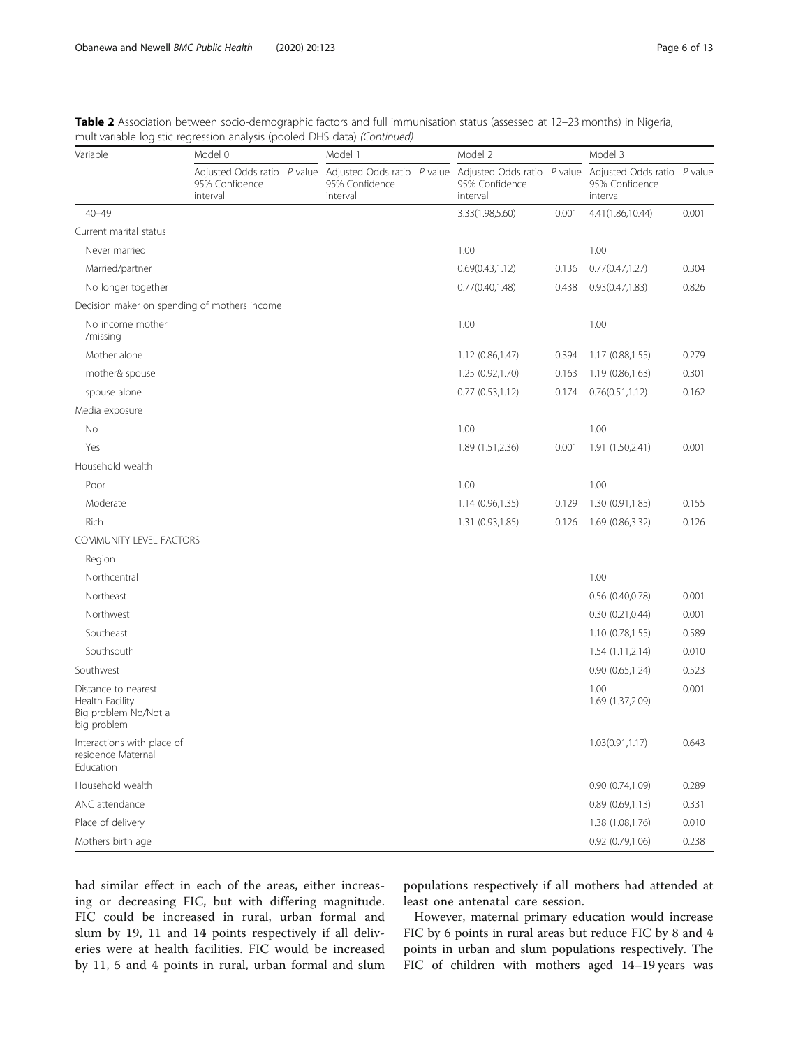**Table 2** Association between socio-demographic factors and full immunisation status (assessed at 12–23 months) in Nigeria, multivariable logistic regression analysis (pooled DHS data) *(Continued)*

| Variable | Model 0 | | Model 1 | | Model 2 | | Model 3 | |
|---|---|---|---|---|---|---|---|---|
| | Adjusted Odds ratio 95% Confidence interval | *P* value | Adjusted Odds ratio 95% Confidence interval | *P* value | Adjusted Odds ratio 95% Confidence interval | *P* value | Adjusted Odds ratio 95% Confidence interval | *P* value |
| 40–49 | | | | | 3.33(1.98,5.60) | 0.001 | 4.41(1.86,10.44) | 0.001 |
| Current marital status | | | | | | | | |
| Never married | | | | | 1.00 | | 1.00 | |
| Married/partner | | | | | 0.69(0.43,1.12) | 0.136 | 0.77(0.47,1.27) | 0.304 |
| No longer together | | | | | 0.77(0.40,1.48) | 0.438 | 0.93(0.47,1.83) | 0.826 |
| Decision maker on spending of mothers income | | | | | | | | |
| No income mother /missing | | | | | 1.00 | | 1.00 | |
| Mother alone | | | | | 1.12 (0.86,1.47) | 0.394 | 1.17 (0.88,1.55) | 0.279 |
| mother& spouse | | | | | 1.25 (0.92,1.70) | 0.163 | 1.19 (0.86,1.63) | 0.301 |
| spouse alone | | | | | 0.77 (0.53,1.12) | 0.174 | 0.76(0.51,1.12) | 0.162 |
| Media exposure | | | | | | | | |
| No | | | | | 1.00 | | 1.00 | |
| Yes | | | | | 1.89 (1.51,2.36) | 0.001 | 1.91 (1.50,2.41) | 0.001 |
| Household wealth | | | | | | | | |
| Poor | | | | | 1.00 | | 1.00 | |
| Moderate | | | | | 1.14 (0.96,1.35) | 0.129 | 1.30 (0.91,1.85) | 0.155 |
| Rich | | | | | 1.31 (0.93,1.85) | 0.126 | 1.69 (0.86,3.32) | 0.126 |
| COMMUNITY LEVEL FACTORS | | | | | | | | |
| Region | | | | | | | | |
| Northcentral | | | | | | | 1.00 | |
| Northeast | | | | | | | 0.56 (0.40,0.78) | 0.001 |
| Northwest | | | | | | | 0.30 (0.21,0.44) | 0.001 |
| Southeast | | | | | | | 1.10 (0.78,1.55) | 0.589 |
| Southsouth | | | | | | | 1.54 (1.11,2.14) | 0.010 |
| Southwest | | | | | | | 0.90 (0.65,1.24) | 0.523 |
| Distance to nearest Health Facility Big problem No/Not a big problem | | | | | | | 1.00<br>1.69 (1.37,2.09) | 0.001 |
| Interactions with place of residence Maternal Education | | | | | | | 1.03(0.91,1.17) | 0.643 |
| Household wealth | | | | | | | 0.90 (0.74,1.09) | 0.289 |
| ANC attendance | | | | | | | 0.89 (0.69,1.13) | 0.331 |
| Place of delivery | | | | | | | 1.38 (1.08,1.76) | 0.010 |
| Mothers birth age | | | | | | | 0.92 (0.79,1.06) | 0.238 |

had similar effect in each of the areas, either increasing or decreasing FIC, but with differing magnitude. FIC could be increased in rural, urban formal and slum by 19, 11 and 14 points respectively if all deliveries were at health facilities. FIC would be increased by 11, 5 and 4 points in rural, urban formal and slum populations respectively if all mothers had attended at least one antenatal care session.

However, maternal primary education would increase FIC by 6 points in rural areas but reduce FIC by 8 and 4 points in urban and slum populations respectively. The FIC of children with mothers aged 14–19 years was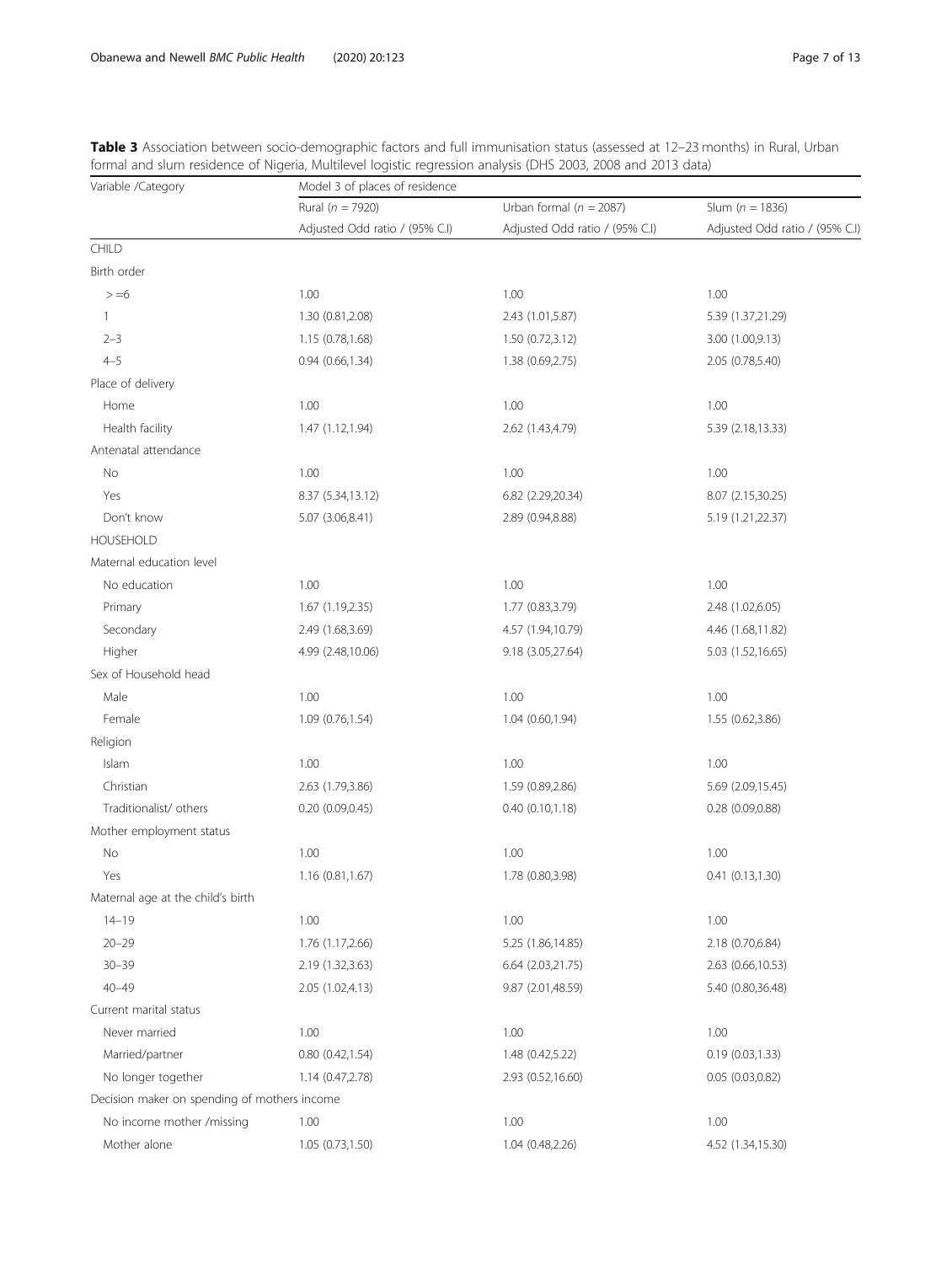**Table 3** Association between socio-demographic factors and full immunisation status (assessed at 12–23 months) in Rural, Urban formal and slum residence of Nigeria, Multilevel logistic regression analysis (DHS 2003, 2008 and 2013 data)

| Variable /Category | Model 3 of places of residence | | |
|---|---|---|---|
| | Rural (*n* = 7920) | Urban formal (*n* = 2087) | Slum (*n* = 1836) |
| | Adjusted Odd ratio / (95% C.I) | Adjusted Odd ratio / (95% C.I) | Adjusted Odd ratio / (95% C.I) |
| CHILD | | | |
| Birth order | | | |
| > =6 | 1.00 | 1.00 | 1.00 |
| 1 | 1.30 (0.81,2.08) | 2.43 (1.01,5.87) | 5.39 (1.37,21.29) |
| 2–3 | 1.15 (0.78,1.68) | 1.50 (0.72,3.12) | 3.00 (1.00,9.13) |
| 4–5 | 0.94 (0.66,1.34) | 1.38 (0.69,2.75) | 2.05 (0.78,5.40) |
| Place of delivery | | | |
| Home | 1.00 | 1.00 | 1.00 |
| Health facility | 1.47 (1.12,1.94) | 2.62 (1.43,4.79) | 5.39 (2.18,13.33) |
| Antenatal attendance | | | |
| No | 1.00 | 1.00 | 1.00 |
| Yes | 8.37 (5.34,13.12) | 6.82 (2.29,20.34) | 8.07 (2.15,30.25) |
| Don't know | 5.07 (3.06,8.41) | 2.89 (0.94,8.88) | 5.19 (1.21,22.37) |
| HOUSEHOLD | | | |
| Maternal education level | | | |
| No education | 1.00 | 1.00 | 1.00 |
| Primary | 1.67 (1.19,2.35) | 1.77 (0.83,3.79) | 2.48 (1.02,6.05) |
| Secondary | 2.49 (1.68,3.69) | 4.57 (1.94,10.79) | 4.46 (1.68,11.82) |
| Higher | 4.99 (2.48,10.06) | 9.18 (3.05,27.64) | 5.03 (1.52,16.65) |
| Sex of Household head | | | |
| Male | 1.00 | 1.00 | 1.00 |
| Female | 1.09 (0.76,1.54) | 1.04 (0.60,1.94) | 1.55 (0.62,3.86) |
| Religion | | | |
| Islam | 1.00 | 1.00 | 1.00 |
| Christian | 2.63 (1.79,3.86) | 1.59 (0.89,2.86) | 5.69 (2.09,15.45) |
| Traditionalist/ others | 0.20 (0.09,0.45) | 0.40 (0.10,1.18) | 0.28 (0.09,0.88) |
| Mother employment status | | | |
| No | 1.00 | 1.00 | 1.00 |
| Yes | 1.16 (0.81,1.67) | 1.78 (0.80,3.98) | 0.41 (0.13,1.30) |
| Maternal age at the child's birth | | | |
| 14–19 | 1.00 | 1.00 | 1.00 |
| 20–29 | 1.76 (1.17,2.66) | 5.25 (1.86,14.85) | 2.18 (0.70,6.84) |
| 30–39 | 2.19 (1.32,3.63) | 6.64 (2.03,21.75) | 2.63 (0.66,10.53) |
| 40–49 | 2.05 (1.02,4.13) | 9.87 (2.01,48.59) | 5.40 (0.80,36.48) |
| Current marital status | | | |
| Never married | 1.00 | 1.00 | 1.00 |
| Married/partner | 0.80 (0.42,1.54) | 1.48 (0.42,5.22) | 0.19 (0.03,1.33) |
| No longer together | 1.14 (0.47,2.78) | 2.93 (0.52,16.60) | 0.05 (0.03,0.82) |
| Decision maker on spending of mothers income | | | |
| No income mother /missing | 1.00 | 1.00 | 1.00 |
| Mother alone | 1.05 (0.73,1.50) | 1.04 (0.48,2.26) | 4.52 (1.34,15.30) |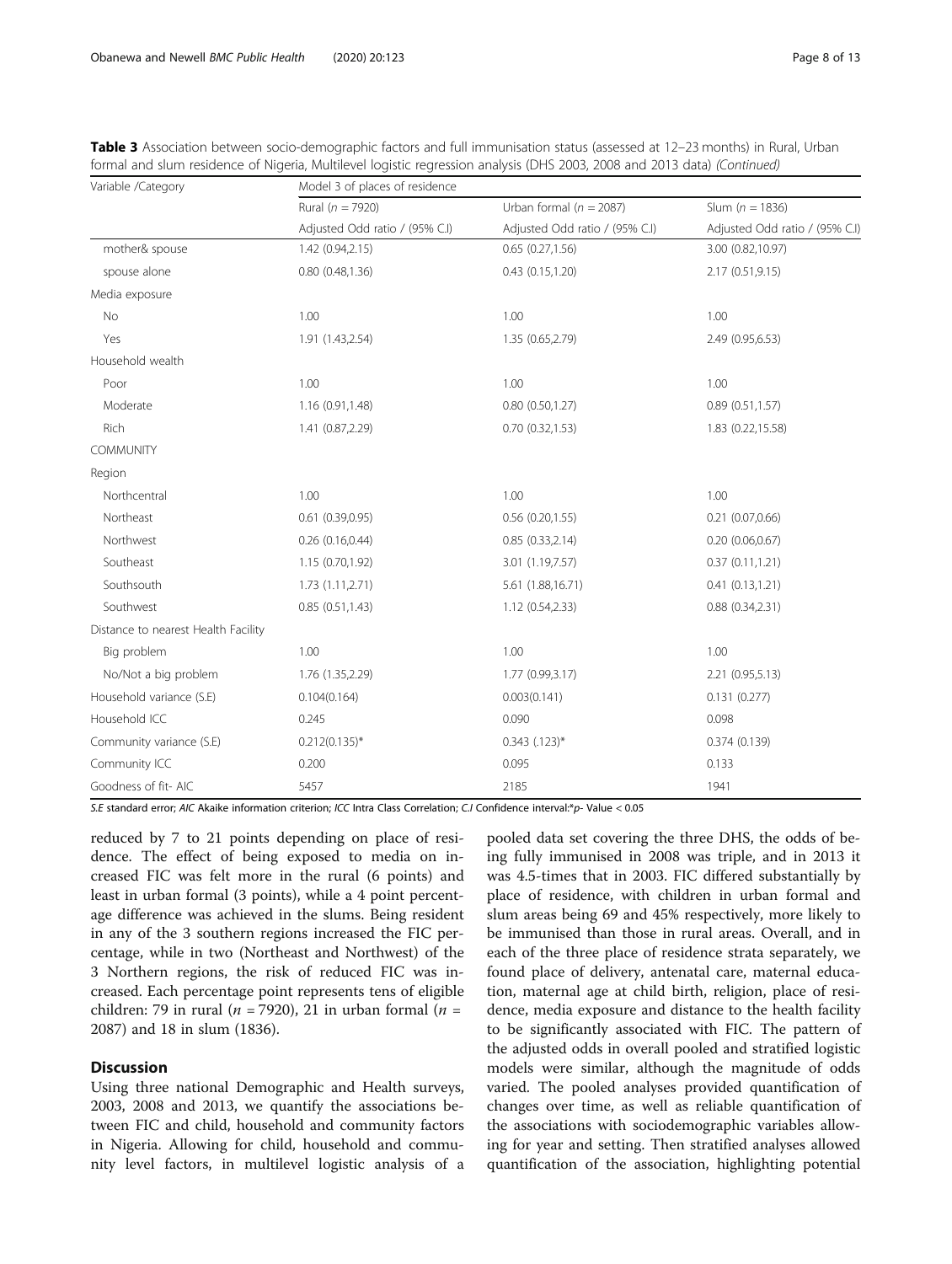**Table 3** Association between socio-demographic factors and full immunisation status (assessed at 12–23 months) in Rural, Urban formal and slum residence of Nigeria, Multilevel logistic regression analysis (DHS 2003, 2008 and 2013 data) *(Continued)*

| Variable /Category | Model 3 of places of residence | | |
|---|---|---|---|
| | Rural ($n$ = 7920) | Urban formal ($n$ = 2087) | Slum ($n$ = 1836) |
| | Adjusted Odd ratio / (95% C.I) | Adjusted Odd ratio / (95% C.I) | Adjusted Odd ratio / (95% C.I) |
| mother& spouse | 1.42 (0.94,2.15) | 0.65 (0.27,1.56) | 3.00 (0.82,10.97) |
| spouse alone | 0.80 (0.48,1.36) | 0.43 (0.15,1.20) | 2.17 (0.51,9.15) |
| Media exposure | | | |
| No | 1.00 | 1.00 | 1.00 |
| Yes | 1.91 (1.43,2.54) | 1.35 (0.65,2.79) | 2.49 (0.95,6.53) |
| Household wealth | | | |
| Poor | 1.00 | 1.00 | 1.00 |
| Moderate | 1.16 (0.91,1.48) | 0.80 (0.50,1.27) | 0.89 (0.51,1.57) |
| Rich | 1.41 (0.87,2.29) | 0.70 (0.32,1.53) | 1.83 (0.22,15.58) |
| COMMUNITY | | | |
| Region | | | |
| Northcentral | 1.00 | 1.00 | 1.00 |
| Northeast | 0.61 (0.39,0.95) | 0.56 (0.20,1.55) | 0.21 (0.07,0.66) |
| Northwest | 0.26 (0.16,0.44) | 0.85 (0.33,2.14) | 0.20 (0.06,0.67) |
| Southeast | 1.15 (0.70,1.92) | 3.01 (1.19,7.57) | 0.37 (0.11,1.21) |
| Southsouth | 1.73 (1.11,2.71) | 5.61 (1.88,16.71) | 0.41 (0.13,1.21) |
| Southwest | 0.85 (0.51,1.43) | 1.12 (0.54,2.33) | 0.88 (0.34,2.31) |
| Distance to nearest Health Facility | | | |
| Big problem | 1.00 | 1.00 | 1.00 |
| No/Not a big problem | 1.76 (1.35,2.29) | 1.77 (0.99,3.17) | 2.21 (0.95,5.13) |
| Household variance (S.E) | 0.104(0.164) | 0.003(0.141) | 0.131 (0.277) |
| Household ICC | 0.245 | 0.090 | 0.098 |
| Community variance (S.E) | 0.212(0.135)* | 0.343 (.123)* | 0.374 (0.139) |
| Community ICC | 0.200 | 0.095 | 0.133 |
| Goodness of fit- AIC | 5457 | 2185 | 1941 |

*S.E* standard error; *AIC* Akaike information criterion; *ICC* Intra Class Correlation; *C.I* Confidence interval:*p- Value < 0.05

reduced by 7 to 21 points depending on place of residence. The effect of being exposed to media on increased FIC was felt more in the rural (6 points) and least in urban formal (3 points), while a 4 point percentage difference was achieved in the slums. Being resident in any of the 3 southern regions increased the FIC percentage, while in two (Northeast and Northwest) of the 3 Northern regions, the risk of reduced FIC was increased. Each percentage point represents tens of eligible children: 79 in rural ($n$ = 7920), 21 in urban formal ($n$ = 2087) and 18 in slum (1836).

## Discussion

Using three national Demographic and Health surveys, 2003, 2008 and 2013, we quantify the associations between FIC and child, household and community factors in Nigeria. Allowing for child, household and community level factors, in multilevel logistic analysis of a pooled data set covering the three DHS, the odds of being fully immunised in 2008 was triple, and in 2013 it was 4.5-times that in 2003. FIC differed substantially by place of residence, with children in urban formal and slum areas being 69 and 45% respectively, more likely to be immunised than those in rural areas. Overall, and in each of the three place of residence strata separately, we found place of delivery, antenatal care, maternal education, maternal age at child birth, religion, place of residence, media exposure and distance to the health facility to be significantly associated with FIC. The pattern of the adjusted odds in overall pooled and stratified logistic models were similar, although the magnitude of odds varied. The pooled analyses provided quantification of changes over time, as well as reliable quantification of the associations with sociodemographic variables allowing for year and setting. Then stratified analyses allowed quantification of the association, highlighting potential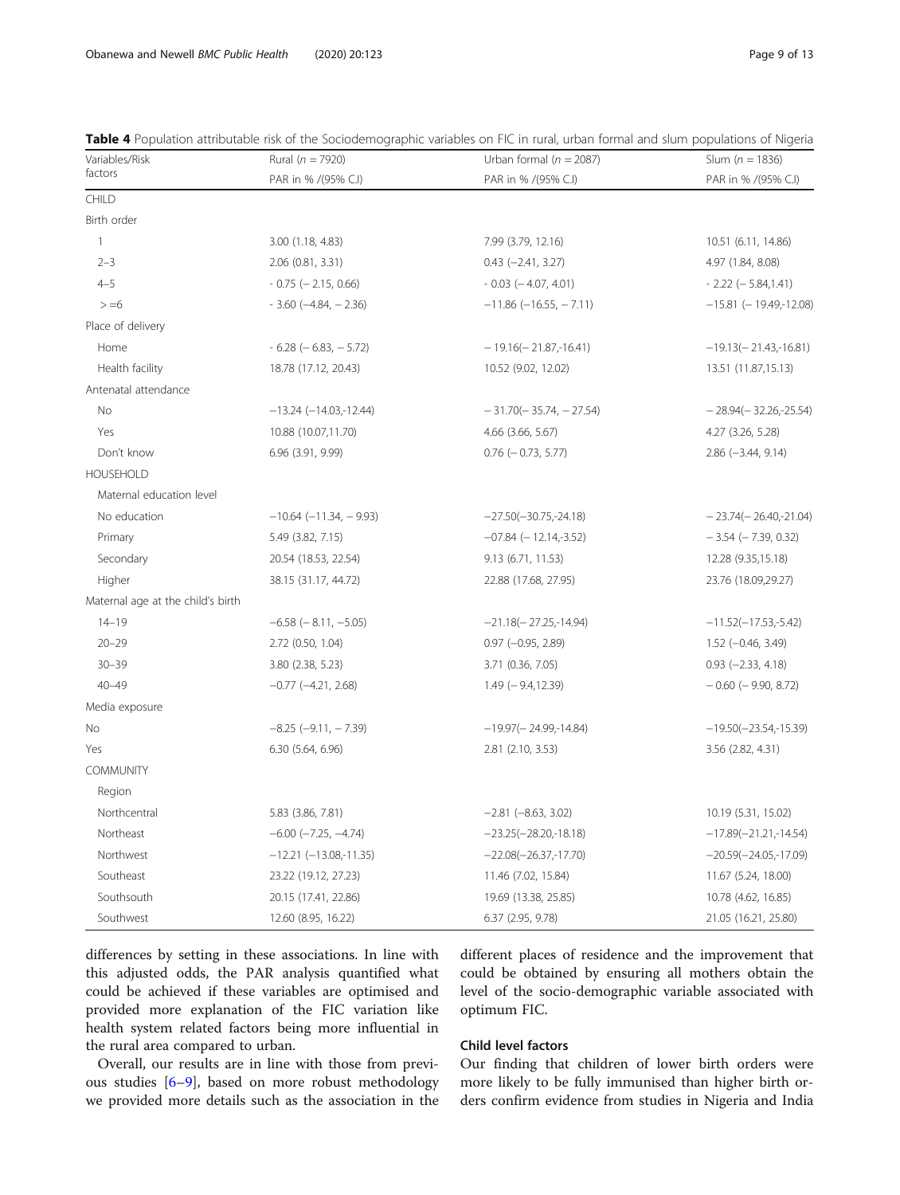**Table 4** Population attributable risk of the Sociodemographic variables on FIC in rural, urban formal and slum populations of Nigeria

| Variables/Risk factors | Rural (n = 7920) | Urban formal (n = 2087) | Slum (n = 1836) |
|---|---|---|---|
| | PAR in % /(95% C.I) | PAR in % /(95% C.I) | PAR in % /(95% C.I) |
| CHILD | | | |
| Birth order | | | |
| 1 | 3.00 (1.18, 4.83) | 7.99 (3.79, 12.16) | 10.51 (6.11, 14.86) |
| 2–3 | 2.06 (0.81, 3.31) | 0.43 (−2.41, 3.27) | 4.97 (1.84, 8.08) |
| 4–5 | - 0.75 (− 2.15, 0.66) | - 0.03 (− 4.07, 4.01) | - 2.22 (− 5.84,1.41) |
| > =6 | - 3.60 (−4.84, − 2.36) | −11.86 (−16.55, − 7.11) | −15.81 (− 19.49,-12.08) |
| Place of delivery | | | |
| Home | - 6.28 (− 6.83, − 5.72) | − 19.16(− 21.87,-16.41) | −19.13(− 21.43,-16.81) |
| Health facility | 18.78 (17.12, 20.43) | 10.52 (9.02, 12.02) | 13.51 (11.87,15.13) |
| Antenatal attendance | | | |
| No | −13.24 (−14.03,-12.44) | − 31.70(− 35.74, − 27.54) | − 28.94(− 32.26,-25.54) |
| Yes | 10.88 (10.07,11.70) | 4.66 (3.66, 5.67) | 4.27 (3.26, 5.28) |
| Don't know | 6.96 (3.91, 9.99) | 0.76 (− 0.73, 5.77) | 2.86 (−3.44, 9.14) |
| HOUSEHOLD | | | |
| Maternal education level | | | |
| No education | −10.64 (−11.34, − 9.93) | −27.50(−30.75,-24.18) | − 23.74(− 26.40,-21.04) |
| Primary | 5.49 (3.82, 7.15) | −07.84 (− 12.14,-3.52) | − 3.54 (− 7.39, 0.32) |
| Secondary | 20.54 (18.53, 22.54) | 9.13 (6.71, 11.53) | 12.28 (9.35,15.18) |
| Higher | 38.15 (31.17, 44.72) | 22.88 (17.68, 27.95) | 23.76 (18.09,29.27) |
| Maternal age at the child's birth | | | |
| 14–19 | −6.58 (− 8.11, −5.05) | −21.18(− 27.25,-14.94) | −11.52(−17.53,-5.42) |
| 20–29 | 2.72 (0.50, 1.04) | 0.97 (−0.95, 2.89) | 1.52 (−0.46, 3.49) |
| 30–39 | 3.80 (2.38, 5.23) | 3.71 (0.36, 7.05) | 0.93 (−2.33, 4.18) |
| 40–49 | −0.77 (−4.21, 2.68) | 1.49 (− 9.4,12.39) | − 0.60 (− 9.90, 8.72) |
| Media exposure | | | |
| No | −8.25 (−9.11, − 7.39) | −19.97(− 24.99,-14.84) | −19.50(−23.54,-15.39) |
| Yes | 6.30 (5.64, 6.96) | 2.81 (2.10, 3.53) | 3.56 (2.82, 4.31) |
| COMMUNITY | | | |
| Region | | | |
| Northcentral | 5.83 (3.86, 7.81) | −2.81 (−8.63, 3.02) | 10.19 (5.31, 15.02) |
| Northeast | −6.00 (−7.25, −4.74) | −23.25(−28.20,-18.18) | −17.89(−21.21,-14.54) |
| Northwest | −12.21 (−13.08,-11.35) | −22.08(−26.37,-17.70) | −20.59(−24.05,-17.09) |
| Southeast | 23.22 (19.12, 27.23) | 11.46 (7.02, 15.84) | 11.67 (5.24, 18.00) |
| Southsouth | 20.15 (17.41, 22.86) | 19.69 (13.38, 25.85) | 10.78 (4.62, 16.85) |
| Southwest | 12.60 (8.95, 16.22) | 6.37 (2.95, 9.78) | 21.05 (16.21, 25.80) |

differences by setting in these associations. In line with this adjusted odds, the PAR analysis quantified what could be achieved if these variables are optimised and provided more explanation of the FIC variation like health system related factors being more influential in the rural area compared to urban.

Overall, our results are in line with those from previous studies [6–9], based on more robust methodology we provided more details such as the association in the different places of residence and the improvement that could be obtained by ensuring all mothers obtain the level of the socio-demographic variable associated with optimum FIC.

### Child level factors

Our finding that children of lower birth orders were more likely to be fully immunised than higher birth orders confirm evidence from studies in Nigeria and India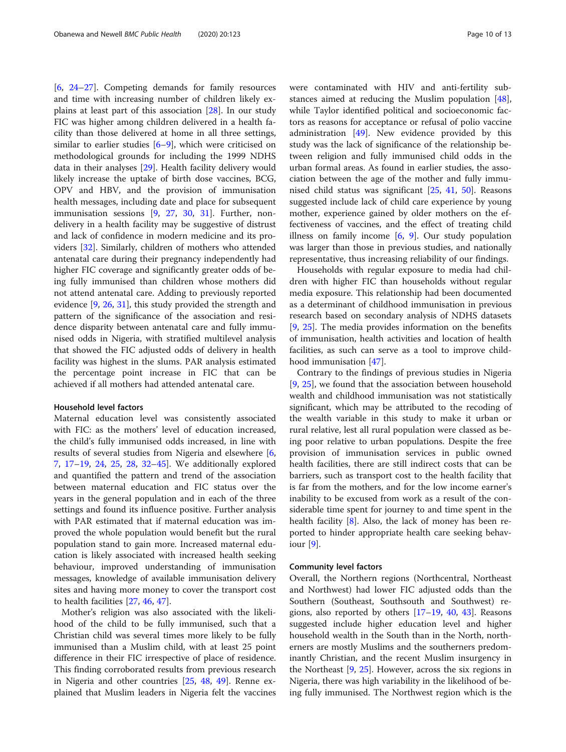[6, 24–27]. Competing demands for family resources and time with increasing number of children likely explains at least part of this association [28]. In our study FIC was higher among children delivered in a health facility than those delivered at home in all three settings, similar to earlier studies [6–9], which were criticised on methodological grounds for including the 1999 NDHS data in their analyses [29]. Health facility delivery would likely increase the uptake of birth dose vaccines, BCG, OPV and HBV, and the provision of immunisation health messages, including date and place for subsequent immunisation sessions [9, 27, 30, 31]. Further, non-delivery in a health facility may be suggestive of distrust and lack of confidence in modern medicine and its providers [32]. Similarly, children of mothers who attended antenatal care during their pregnancy independently had higher FIC coverage and significantly greater odds of being fully immunised than children whose mothers did not attend antenatal care. Adding to previously reported evidence [9, 26, 31], this study provided the strength and pattern of the significance of the association and residence disparity between antenatal care and fully immunised odds in Nigeria, with stratified multilevel analysis that showed the FIC adjusted odds of delivery in health facility was highest in the slums. PAR analysis estimated the percentage point increase in FIC that can be achieved if all mothers had attended antenatal care.

#### Household level factors

Maternal education level was consistently associated with FIC: as the mothers' level of education increased, the child's fully immunised odds increased, in line with results of several studies from Nigeria and elsewhere [6, 7, 17–19, 24, 25, 28, 32–45]. We additionally explored and quantified the pattern and trend of the association between maternal education and FIC status over the years in the general population and in each of the three settings and found its influence positive. Further analysis with PAR estimated that if maternal education was improved the whole population would benefit but the rural population stand to gain more. Increased maternal education is likely associated with increased health seeking behaviour, improved understanding of immunisation messages, knowledge of available immunisation delivery sites and having more money to cover the transport cost to health facilities [27, 46, 47].

Mother's religion was also associated with the likelihood of the child to be fully immunised, such that a Christian child was several times more likely to be fully immunised than a Muslim child, with at least 25 point difference in their FIC irrespective of place of residence. This finding corroborated results from previous research in Nigeria and other countries [25, 48, 49]. Renne explained that Muslim leaders in Nigeria felt the vaccines were contaminated with HIV and anti-fertility substances aimed at reducing the Muslim population [48], while Taylor identified political and socioeconomic factors as reasons for acceptance or refusal of polio vaccine administration [49]. New evidence provided by this study was the lack of significance of the relationship between religion and fully immunised child odds in the urban formal areas. As found in earlier studies, the association between the age of the mother and fully immunised child status was significant [25, 41, 50]. Reasons suggested include lack of child care experience by young mother, experience gained by older mothers on the effectiveness of vaccines, and the effect of treating child illness on family income [6, 9]. Our study population was larger than those in previous studies, and nationally representative, thus increasing reliability of our findings.

Households with regular exposure to media had children with higher FIC than households without regular media exposure. This relationship had been documented as a determinant of childhood immunisation in previous research based on secondary analysis of NDHS datasets [9, 25]. The media provides information on the benefits of immunisation, health activities and location of health facilities, as such can serve as a tool to improve childhood immunisation [47].

Contrary to the findings of previous studies in Nigeria [9, 25], we found that the association between household wealth and childhood immunisation was not statistically significant, which may be attributed to the recoding of the wealth variable in this study to make it urban or rural relative, lest all rural population were classed as being poor relative to urban populations. Despite the free provision of immunisation services in public owned health facilities, there are still indirect costs that can be barriers, such as transport cost to the health facility that is far from the mothers, and for the low income earner's inability to be excused from work as a result of the considerable time spent for journey to and time spent in the health facility [8]. Also, the lack of money has been reported to hinder appropriate health care seeking behaviour [9].

#### Community level factors

Overall, the Northern regions (Northcentral, Northeast and Northwest) had lower FIC adjusted odds than the Southern (Southeast, Southsouth and Southwest) regions, also reported by others [17–19, 40, 43]. Reasons suggested include higher education level and higher household wealth in the South than in the North, northerners are mostly Muslims and the southerners predominantly Christian, and the recent Muslim insurgency in the Northeast [9, 25]. However, across the six regions in Nigeria, there was high variability in the likelihood of being fully immunised. The Northwest region which is the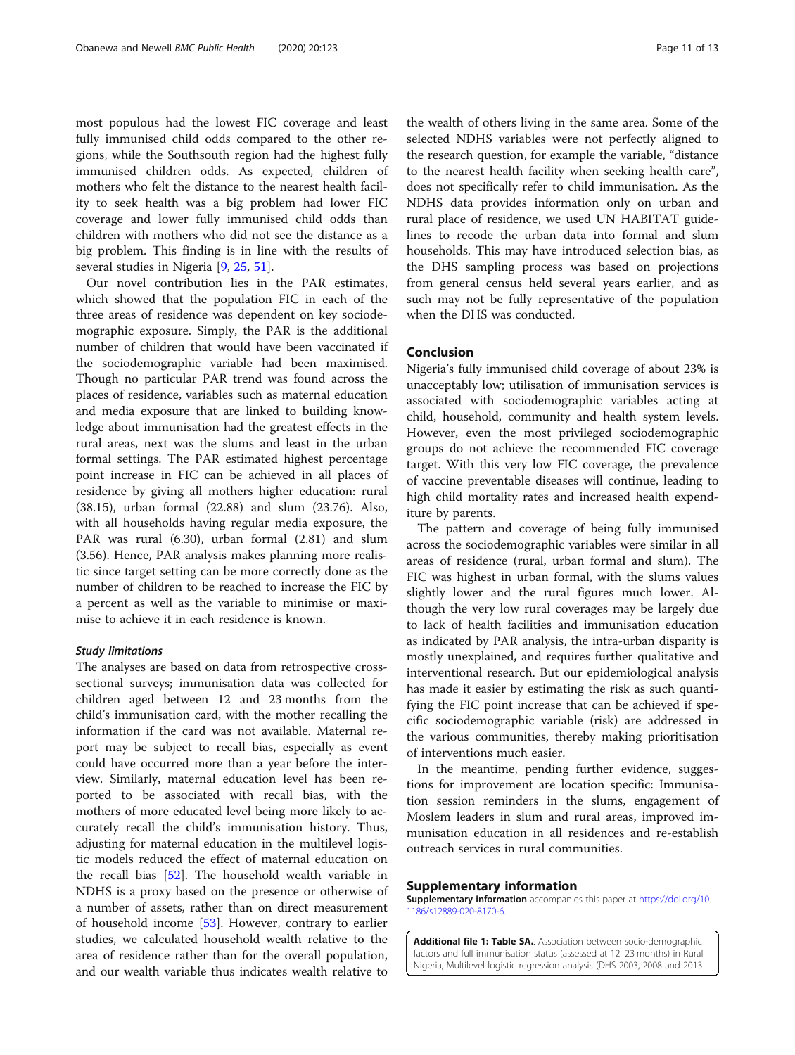most populous had the lowest FIC coverage and least fully immunised child odds compared to the other regions, while the Southsouth region had the highest fully immunised children odds. As expected, children of mothers who felt the distance to the nearest health facility to seek health was a big problem had lower FIC coverage and lower fully immunised child odds than children with mothers who did not see the distance as a big problem. This finding is in line with the results of several studies in Nigeria [9, 25, 51].

Our novel contribution lies in the PAR estimates, which showed that the population FIC in each of the three areas of residence was dependent on key sociodemographic exposure. Simply, the PAR is the additional number of children that would have been vaccinated if the sociodemographic variable had been maximised. Though no particular PAR trend was found across the places of residence, variables such as maternal education and media exposure that are linked to building knowledge about immunisation had the greatest effects in the rural areas, next was the slums and least in the urban formal settings. The PAR estimated highest percentage point increase in FIC can be achieved in all places of residence by giving all mothers higher education: rural (38.15), urban formal (22.88) and slum (23.76). Also, with all households having regular media exposure, the PAR was rural (6.30), urban formal (2.81) and slum (3.56). Hence, PAR analysis makes planning more realistic since target setting can be more correctly done as the number of children to be reached to increase the FIC by a percent as well as the variable to minimise or maximise to achieve it in each residence is known.

#### Study limitations

The analyses are based on data from retrospective cross-sectional surveys; immunisation data was collected for children aged between 12 and 23 months from the child's immunisation card, with the mother recalling the information if the card was not available. Maternal report may be subject to recall bias, especially as event could have occurred more than a year before the interview. Similarly, maternal education level has been reported to be associated with recall bias, with the mothers of more educated level being more likely to accurately recall the child's immunisation history. Thus, adjusting for maternal education in the multilevel logistic models reduced the effect of maternal education on the recall bias [52]. The household wealth variable in NDHS is a proxy based on the presence or otherwise of a number of assets, rather than on direct measurement of household income [53]. However, contrary to earlier studies, we calculated household wealth relative to the area of residence rather than for the overall population, and our wealth variable thus indicates wealth relative to the wealth of others living in the same area. Some of the selected NDHS variables were not perfectly aligned to the research question, for example the variable, "distance to the nearest health facility when seeking health care", does not specifically refer to child immunisation. As the NDHS data provides information only on urban and rural place of residence, we used UN HABITAT guidelines to recode the urban data into formal and slum households. This may have introduced selection bias, as the DHS sampling process was based on projections from general census held several years earlier, and as such may not be fully representative of the population when the DHS was conducted.

## Conclusion

Nigeria's fully immunised child coverage of about 23% is unacceptably low; utilisation of immunisation services is associated with sociodemographic variables acting at child, household, community and health system levels. However, even the most privileged sociodemographic groups do not achieve the recommended FIC coverage target. With this very low FIC coverage, the prevalence of vaccine preventable diseases will continue, leading to high child mortality rates and increased health expenditure by parents.

The pattern and coverage of being fully immunised across the sociodemographic variables were similar in all areas of residence (rural, urban formal and slum). The FIC was highest in urban formal, with the slums values slightly lower and the rural figures much lower. Although the very low rural coverages may be largely due to lack of health facilities and immunisation education as indicated by PAR analysis, the intra-urban disparity is mostly unexplained, and requires further qualitative and interventional research. But our epidemiological analysis has made it easier by estimating the risk as such quantifying the FIC point increase that can be achieved if specific sociodemographic variable (risk) are addressed in the various communities, thereby making prioritisation of interventions much easier.

In the meantime, pending further evidence, suggestions for improvement are location specific: Immunisation session reminders in the slums, engagement of Moslem leaders in slum and rural areas, improved immunisation education in all residences and re-establish outreach services in rural communities.

## Supplementary information

**Supplementary information** accompanies this paper at https://doi.org/10.1186/s12889-020-8170-6.

**Additional file 1: Table SA.**. Association between socio-demographic factors and full immunisation status (assessed at 12–23 months) in Rural Nigeria, Multilevel logistic regression analysis (DHS 2003, 2008 and 2013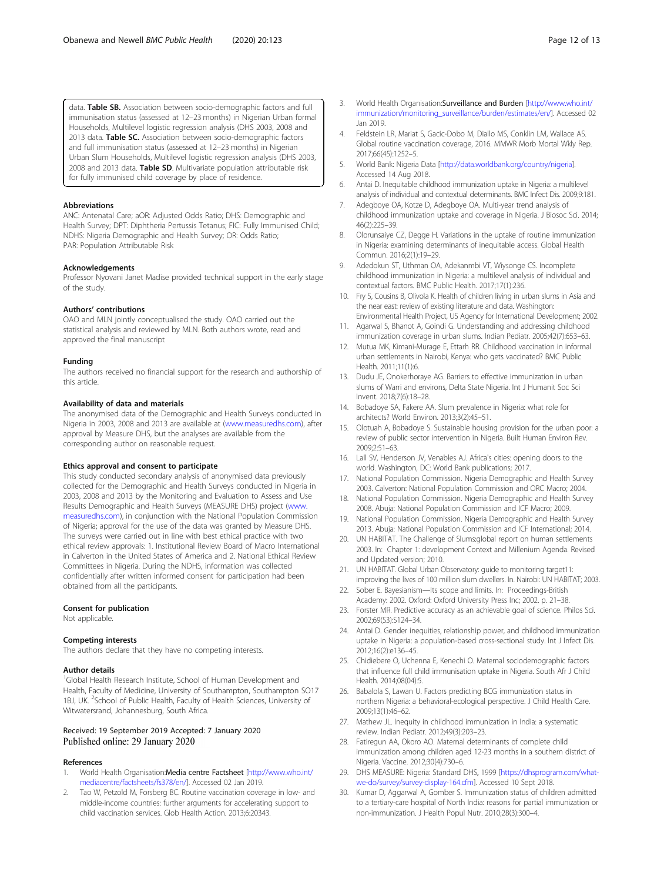data. **Table SB.** Association between socio-demographic factors and full immunisation status (assessed at 12–23 months) in Nigerian Urban formal Households, Multilevel logistic regression analysis (DHS 2003, 2008 and 2013 data. **Table SC.** Association between socio-demographic factors and full immunisation status (assessed at 12–23 months) in Nigerian Urban Slum Households, Multilevel logistic regression analysis (DHS 2003, 2008 and 2013 data. **Table SD**. Multivariate population attributable risk for fully immunised child coverage by place of residence.

### Abbreviations

ANC: Antenatal Care; aOR: Adjusted Odds Ratio; DHS: Demographic and Health Survey; DPT: Diphtheria Pertussis Tetanus; FIC: Fully Immunised Child; NDHS: Nigeria Demographic and Health Survey; OR: Odds Ratio; PAR: Population Attributable Risk

### Acknowledgements

Professor Nyovani Janet Madise provided technical support in the early stage of the study.

### Authors' contributions

OAO and MLN jointly conceptualised the study. OAO carried out the statistical analysis and reviewed by MLN. Both authors wrote, read and approved the final manuscript

### Funding

The authors received no financial support for the research and authorship of this article.

### Availability of data and materials

The anonymised data of the Demographic and Health Surveys conducted in Nigeria in 2003, 2008 and 2013 are available at (www.measuredhs.com), after approval by Measure DHS, but the analyses are available from the corresponding author on reasonable request.

### Ethics approval and consent to participate

This study conducted secondary analysis of anonymised data previously collected for the Demographic and Health Surveys conducted in Nigeria in 2003, 2008 and 2013 by the Monitoring and Evaluation to Assess and Use Results Demographic and Health Surveys (MEASURE DHS) project (www.measuredhs.com), in conjunction with the National Population Commission of Nigeria; approval for the use of the data was granted by Measure DHS. The surveys were carried out in line with best ethical practice with two ethical review approvals: 1. Institutional Review Board of Macro International in Calverton in the United States of America and 2. National Ethical Review Committees in Nigeria. During the NDHS, information was collected confidentially after written informed consent for participation had been obtained from all the participants.

### Consent for publication

Not applicable.

### Competing interests

The authors declare that they have no competing interests.

### Author details

[1]Global Health Research Institute, School of Human Development and Health, Faculty of Medicine, University of Southampton, Southampton SO17 1BJ, UK. [2]School of Public Health, Faculty of Health Sciences, University of Witwatersrand, Johannesburg, South Africa.

Received: 19 September 2019 Accepted: 7 January 2020
Published online: 29 January 2020

### References

1. World Health Organisation:Media centre Factsheet [http://www.who.int/mediacentre/factsheets/fs378/en/]. Accessed 02 Jan 2019.
2. Tao W, Petzold M, Forsberg BC. Routine vaccination coverage in low- and middle-income countries: further arguments for accelerating support to child vaccination services. Glob Health Action. 2013;6:20343.
3. World Health Organisation:Surveillance and Burden [http://www.who.int/immunization/monitoring_surveillance/burden/estimates/en/]. Accessed 02 Jan 2019.
4. Feldstein LR, Mariat S, Gacic-Dobo M, Diallo MS, Conklin LM, Wallace AS. Global routine vaccination coverage, 2016. MMWR Morb Mortal Wkly Rep. 2017;66(45):1252–5.
5. World Bank: Nigeria Data [http://data.worldbank.org/country/nigeria]. Accessed 14 Aug 2018.
6. Antai D. Inequitable childhood immunization uptake in Nigeria: a multilevel analysis of individual and contextual determinants. BMC Infect Dis. 2009;9:181.
7. Adegboye OA, Kotze D, Adegboye OA. Multi-year trend analysis of childhood immunization uptake and coverage in Nigeria. J Biosoc Sci. 2014;46(2):225–39.
8. Olorunsaiye CZ, Degge H. Variations in the uptake of routine immunization in Nigeria: examining determinants of inequitable access. Global Health Commun. 2016;2(1):19–29.
9. Adedokun ST, Uthman OA, Adekanmbi VT, Wiysonge CS. Incomplete childhood immunization in Nigeria: a multilevel analysis of individual and contextual factors. BMC Public Health. 2017;17(1):236.
10. Fry S, Cousins B, Olivola K. Health of children living in urban slums in Asia and the near east: review of existing literature and data. Washington: Environmental Health Project, US Agency for International Development; 2002.
11. Agarwal S, Bhanot A, Goindi G. Understanding and addressing childhood immunization coverage in urban slums. Indian Pediatr. 2005;42(7):653–63.
12. Mutua MK, Kimani-Murage E, Ettarh RR. Childhood vaccination in informal urban settlements in Nairobi, Kenya: who gets vaccinated? BMC Public Health. 2011;11(1):6.
13. Dudu JE, Onokerhoraye AG. Barriers to effective immunization in urban slums of Warri and environs, Delta State Nigeria. Int J Humanit Soc Sci Invent. 2018;7(6):18–28.
14. Bobadoye SA, Fakere AA. Slum prevalence in Nigeria: what role for architects? World Environ. 2013;3(2):45–51.
15. Olotuah A, Bobadoye S. Sustainable housing provision for the urban poor: a review of public sector intervention in Nigeria. Built Human Environ Rev. 2009;2:51–63.
16. Lall SV, Henderson JV, Venables AJ. Africa's cities: opening doors to the world. Washington, DC: World Bank publications; 2017.
17. National Population Commission. Nigeria Demographic and Health Survey 2003. Calverton: National Population Commission and ORC Macro; 2004.
18. National Population Commission. Nigeria Demographic and Health Survey 2008. Abuja: National Population Commission and ICF Macro; 2009.
19. National Population Commission. Nigeria Demographic and Health Survey 2013. Abuja: National Population Commission and ICF International; 2014.
20. UN HABITAT. The Challenge of Slums:global report on human settlements 2003. In: Chapter 1: development Context and Millenium Agenda. Revised and Updated version; 2010.
21. UN HABITAT. Global Urban Observatory: guide to monitoring target11: improving the lives of 100 million slum dwellers. In. Nairobi: UN HABITAT; 2003.
22. Sober E. Bayesianism—Its scope and limits. In: Proceedings-British Academy: 2002. Oxford: Oxford University Press Inc; 2002. p. 21–38.
23. Forster MR. Predictive accuracy as an achievable goal of science. Philos Sci. 2002;69(S3):S124–34.
24. Antai D. Gender inequities, relationship power, and childhood immunization uptake in Nigeria: a population-based cross-sectional study. Int J Infect Dis. 2012;16(2):e136–45.
25. Chidiebere O, Uchenna E, Kenechi O. Maternal sociodemographic factors that influence full child immunisation uptake in Nigeria. South Afr J Child Health. 2014;08(04):5.
26. Babalola S, Lawan U. Factors predicting BCG immunization status in northern Nigeria: a behavioral-ecological perspective. J Child Health Care. 2009;13(1):46–62.
27. Mathew JL. Inequity in childhood immunization in India: a systematic review. Indian Pediatr. 2012;49(3):203–23.
28. Fatiregun AA, Okoro AO. Maternal determinants of complete child immunization among children aged 12-23 months in a southern district of Nigeria. Vaccine. 2012;30(4):730–6.
29. DHS MEASURE: Nigeria: Standard DHS, 1999 [https://dhsprogram.com/what-we-do/survey/survey-display-164.cfm]. Accessed 10 Sept 2018.
30. Kumar D, Aggarwal A, Gomber S. Immunization status of children admitted to a tertiary-care hospital of North India: reasons for partial immunization or non-immunization. J Health Popul Nutr. 2010;28(3):300–4.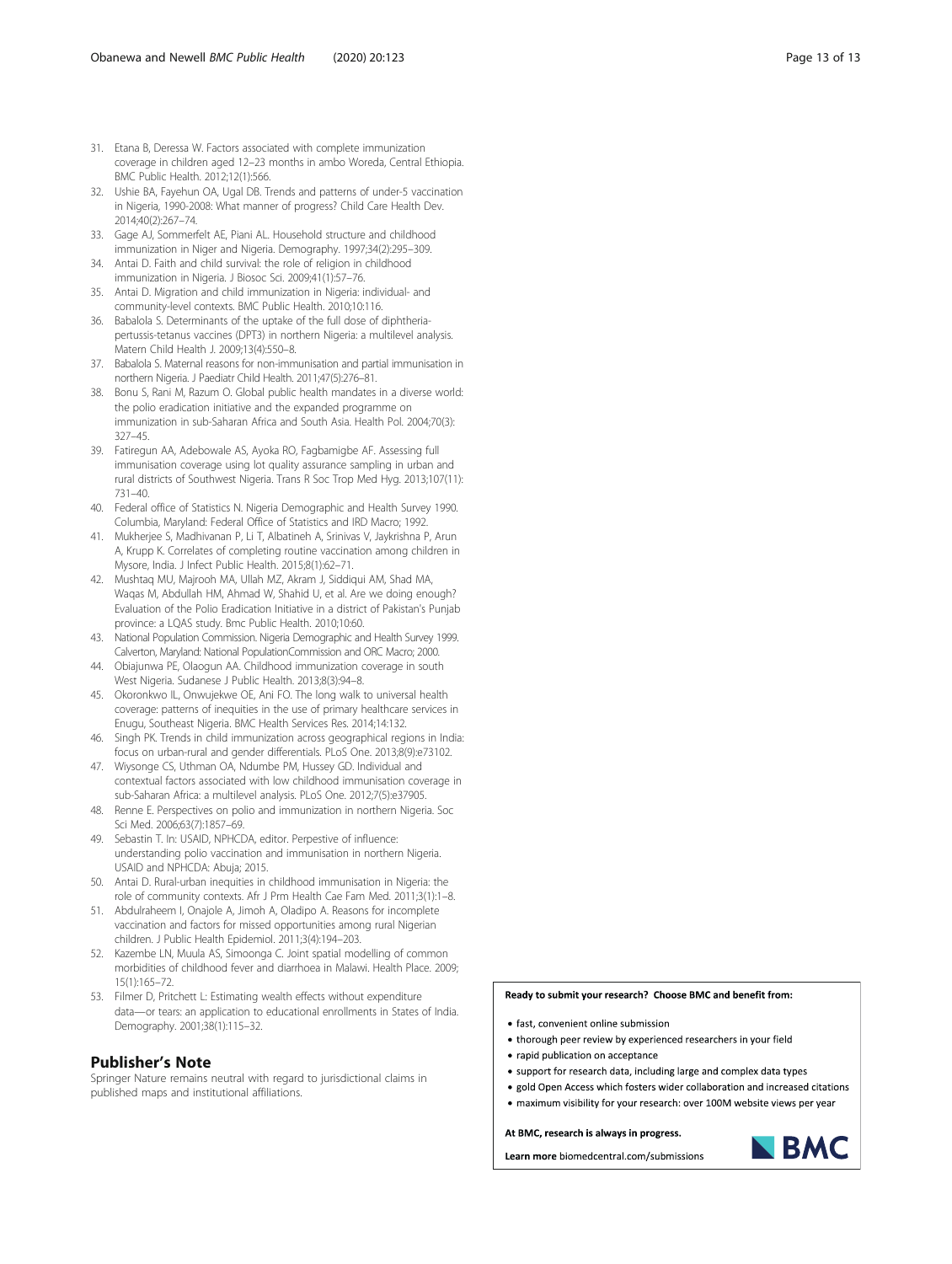31. Etana B, Deressa W. Factors associated with complete immunization coverage in children aged 12–23 months in ambo Woreda, Central Ethiopia. BMC Public Health. 2012;12(1):566.
32. Ushie BA, Fayehun OA, Ugal DB. Trends and patterns of under-5 vaccination in Nigeria, 1990-2008: What manner of progress? Child Care Health Dev. 2014;40(2):267–74.
33. Gage AJ, Sommerfelt AE, Piani AL. Household structure and childhood immunization in Niger and Nigeria. Demography. 1997;34(2):295–309.
34. Antai D. Faith and child survival: the role of religion in childhood immunization in Nigeria. J Biosoc Sci. 2009;41(1):57–76.
35. Antai D. Migration and child immunization in Nigeria: individual- and community-level contexts. BMC Public Health. 2010;10:116.
36. Babalola S. Determinants of the uptake of the full dose of diphtheria-pertussis-tetanus vaccines (DPT3) in northern Nigeria: a multilevel analysis. Matern Child Health J. 2009;13(4):550–8.
37. Babalola S. Maternal reasons for non-immunisation and partial immunisation in northern Nigeria. J Paediatr Child Health. 2011;47(5):276–81.
38. Bonu S, Rani M, Razum O. Global public health mandates in a diverse world: the polio eradication initiative and the expanded programme on immunization in sub-Saharan Africa and South Asia. Health Pol. 2004;70(3): 327–45.
39. Fatiregun AA, Adebowale AS, Ayoka RO, Fagbamigbe AF. Assessing full immunisation coverage using lot quality assurance sampling in urban and rural districts of Southwest Nigeria. Trans R Soc Trop Med Hyg. 2013;107(11): 731–40.
40. Federal office of Statistics N. Nigeria Demographic and Health Survey 1990. Columbia, Maryland: Federal Office of Statistics and IRD Macro; 1992.
41. Mukherjee S, Madhivanan P, Li T, Albatineh A, Srinivas V, Jaykrishna P, Arun A, Krupp K. Correlates of completing routine vaccination among children in Mysore, India. J Infect Public Health. 2015;8(1):62–71.
42. Mushtaq MU, Majrooh MA, Ullah MZ, Akram J, Siddiqui AM, Shad MA, Waqas M, Abdullah HM, Ahmad W, Shahid U, et al. Are we doing enough? Evaluation of the Polio Eradication Initiative in a district of Pakistan's Punjab province: a LQAS study. Bmc Public Health. 2010;10:60.
43. National Population Commission. Nigeria Demographic and Health Survey 1999. Calverton, Maryland: National PopulationCommission and ORC Macro; 2000.
44. Obiajunwa PE, Olaogun AA. Childhood immunization coverage in south West Nigeria. Sudanese J Public Health. 2013;8(3):94–8.
45. Okoronkwo IL, Onwujekwe OE, Ani FO. The long walk to universal health coverage: patterns of inequities in the use of primary healthcare services in Enugu, Southeast Nigeria. BMC Health Services Res. 2014;14:132.
46. Singh PK. Trends in child immunization across geographical regions in India: focus on urban-rural and gender differentials. PLoS One. 2013;8(9):e73102.
47. Wiysonge CS, Uthman OA, Ndumbe PM, Hussey GD. Individual and contextual factors associated with low childhood immunisation coverage in sub-Saharan Africa: a multilevel analysis. PLoS One. 2012;7(5):e37905.
48. Renne E. Perspectives on polio and immunization in northern Nigeria. Soc Sci Med. 2006;63(7):1857–69.
49. Sebastin T. In: USAID, NPHCDA, editor. Perpestive of influence: understanding polio vaccination and immunisation in northern Nigeria. USAID and NPHCDA: Abuja; 2015.
50. Antai D. Rural-urban inequities in childhood immunisation in Nigeria: the role of community contexts. Afr J Prm Health Cae Fam Med. 2011;3(1):1–8.
51. Abdulraheem I, Onajole A, Jimoh A, Oladipo A. Reasons for incomplete vaccination and factors for missed opportunities among rural Nigerian children. J Public Health Epidemiol. 2011;3(4):194–203.
52. Kazembe LN, Muula AS, Simoonga C. Joint spatial modelling of common morbidities of childhood fever and diarrhoea in Malawi. Health Place. 2009; 15(1):165–72.
53. Filmer D, Pritchett L: Estimating wealth effects without expenditure data—or tears: an application to educational enrollments in States of India. Demography. 2001;38(1):115–32.

## Publisher's Note

Springer Nature remains neutral with regard to jurisdictional claims in published maps and institutional affiliations.

**Ready to submit your research? Choose BMC and benefit from:**

- fast, convenient online submission
- thorough peer review by experienced researchers in your field
- rapid publication on acceptance
- support for research data, including large and complex data types
- gold Open Access which fosters wider collaboration and increased citations
- maximum visibility for your research: over 100M website views per year

**At BMC, research is always in progress.**

**Learn more** biomedcentral.com/submissions

BMC